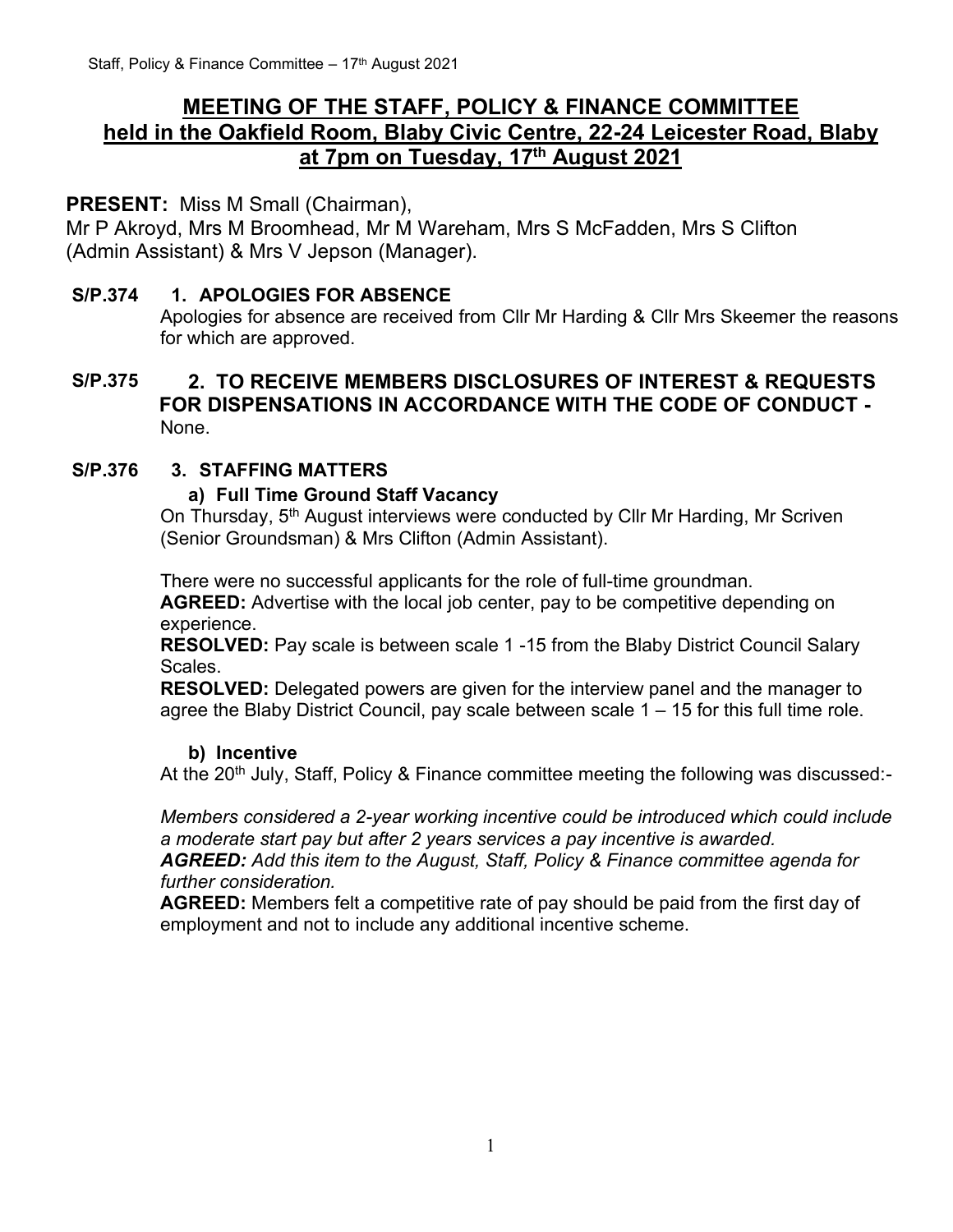# MEETING OF THE STAFF, POLICY & FINANCE COMMITTEE held in the Oakfield Room, Blaby Civic Centre, 22-24 Leicester Road, Blaby at 7pm on Tuesday, 17th August 2021

**PRESENT:** Miss M Small (Chairman),
Mr P Akroyd, Mrs M Broomhead, Mr M Wareham, Mrs S McFadden, Mrs S Clifton (Admin Assistant) & Mrs V Jepson (Manager).

**S/P.374** **1. APOLOGIES FOR ABSENCE**

Apologies for absence are received from Cllr Mr Harding & Cllr Mrs Skeemer the reasons for which are approved.

**S/P.375** **2. TO RECEIVE MEMBERS DISCLOSURES OF INTEREST & REQUESTS FOR DISPENSATIONS IN ACCORDANCE WITH THE CODE OF CONDUCT -** None.

**S/P.376** **3. STAFFING MATTERS**

**a) Full Time Ground Staff Vacancy**

On Thursday, 5th August interviews were conducted by Cllr Mr Harding, Mr Scriven (Senior Groundsman) & Mrs Clifton (Admin Assistant).

There were no successful applicants for the role of full-time groundman.

**AGREED:** Advertise with the local job center, pay to be competitive depending on experience.

**RESOLVED:** Pay scale is between scale 1 -15 from the Blaby District Council Salary Scales.

**RESOLVED:** Delegated powers are given for the interview panel and the manager to agree the Blaby District Council, pay scale between scale 1 – 15 for this full time role.

**b) Incentive**

At the 20th July, Staff, Policy & Finance committee meeting the following was discussed:-

*Members considered a 2-year working incentive could be introduced which could include a moderate start pay but after 2 years services a pay incentive is awarded.*

***AGREED:*** *Add this item to the August, Staff, Policy & Finance committee agenda for further consideration.*

**AGREED:** Members felt a competitive rate of pay should be paid from the first day of employment and not to include any additional incentive scheme.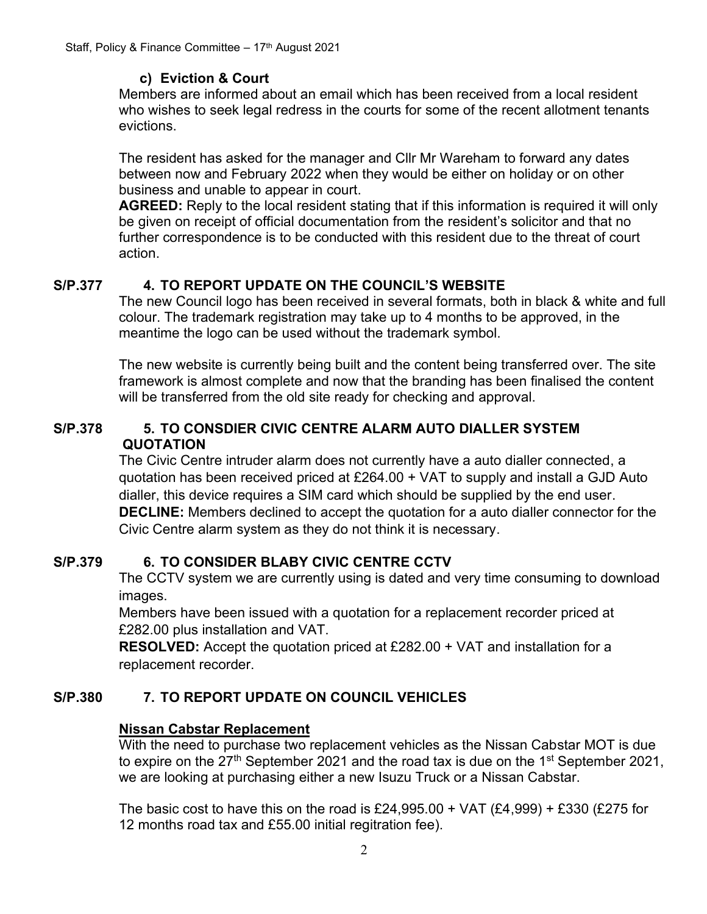### c) Eviction & Court

Members are informed about an email which has been received from a local resident who wishes to seek legal redress in the courts for some of the recent allotment tenants evictions.

The resident has asked for the manager and Cllr Mr Wareham to forward any dates between now and February 2022 when they would be either on holiday or on other business and unable to appear in court.

**AGREED:** Reply to the local resident stating that if this information is required it will only be given on receipt of official documentation from the resident's solicitor and that no further correspondence is to be conducted with this resident due to the threat of court action.

## S/P.377 4. TO REPORT UPDATE ON THE COUNCIL'S WEBSITE

The new Council logo has been received in several formats, both in black & white and full colour. The trademark registration may take up to 4 months to be approved, in the meantime the logo can be used without the trademark symbol.

The new website is currently being built and the content being transferred over. The site framework is almost complete and now that the branding has been finalised the content will be transferred from the old site ready for checking and approval.

## S/P.378 5. TO CONSDIER CIVIC CENTRE ALARM AUTO DIALLER SYSTEM QUOTATION

The Civic Centre intruder alarm does not currently have a auto dialler connected, a quotation has been received priced at £264.00 + VAT to supply and install a GJD Auto dialler, this device requires a SIM card which should be supplied by the end user.

**DECLINE:** Members declined to accept the quotation for a auto dialler connector for the Civic Centre alarm system as they do not think it is necessary.

## S/P.379 6. TO CONSIDER BLABY CIVIC CENTRE CCTV

The CCTV system we are currently using is dated and very time consuming to download images.

Members have been issued with a quotation for a replacement recorder priced at £282.00 plus installation and VAT.

**RESOLVED:** Accept the quotation priced at £282.00 + VAT and installation for a replacement recorder.

## S/P.380 7. TO REPORT UPDATE ON COUNCIL VEHICLES

**Nissan Cabstar Replacement**

With the need to purchase two replacement vehicles as the Nissan Cabstar MOT is due to expire on the 27th September 2021 and the road tax is due on the 1st September 2021, we are looking at purchasing either a new Isuzu Truck or a Nissan Cabstar.

The basic cost to have this on the road is £24,995.00 + VAT (£4,999) + £330 (£275 for 12 months road tax and £55.00 initial regitration fee).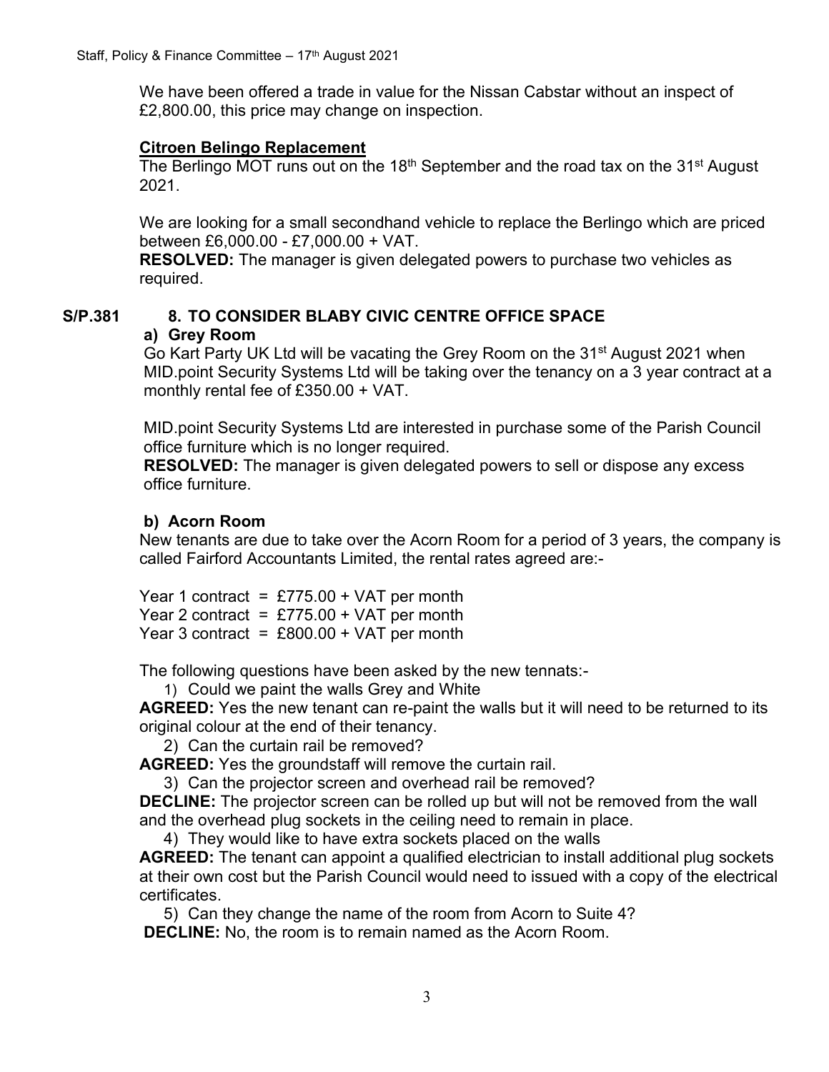We have been offered a trade in value for the Nissan Cabstar without an inspect of £2,800.00, this price may change on inspection.

**Citroen Belingo Replacement**

The Berlingo MOT runs out on the 18th September and the road tax on the 31st August 2021.

We are looking for a small secondhand vehicle to replace the Berlingo which are priced between £6,000.00 - £7,000.00 + VAT.

**RESOLVED:** The manager is given delegated powers to purchase two vehicles as required.

**S/P.381 8. TO CONSIDER BLABY CIVIC CENTRE OFFICE SPACE**

**a) Grey Room**

Go Kart Party UK Ltd will be vacating the Grey Room on the 31st August 2021 when MID.point Security Systems Ltd will be taking over the tenancy on a 3 year contract at a monthly rental fee of £350.00 + VAT.

MID.point Security Systems Ltd are interested in purchase some of the Parish Council office furniture which is no longer required.

**RESOLVED:** The manager is given delegated powers to sell or dispose any excess office furniture.

**b) Acorn Room**

New tenants are due to take over the Acorn Room for a period of 3 years, the company is called Fairford Accountants Limited, the rental rates agreed are:-

Year 1 contract = £775.00 + VAT per month
Year 2 contract = £775.00 + VAT per month
Year 3 contract = £800.00 + VAT per month

The following questions have been asked by the new tennats:-

1) Could we paint the walls Grey and White

**AGREED:** Yes the new tenant can re-paint the walls but it will need to be returned to its original colour at the end of their tenancy.

2) Can the curtain rail be removed?

**AGREED:** Yes the groundstaff will remove the curtain rail.

3) Can the projector screen and overhead rail be removed?

**DECLINE:** The projector screen can be rolled up but will not be removed from the wall and the overhead plug sockets in the ceiling need to remain in place.

4) They would like to have extra sockets placed on the walls

**AGREED:** The tenant can appoint a qualified electrician to install additional plug sockets at their own cost but the Parish Council would need to issued with a copy of the electrical certificates.

5) Can they change the name of the room from Acorn to Suite 4?

**DECLINE:** No, the room is to remain named as the Acorn Room.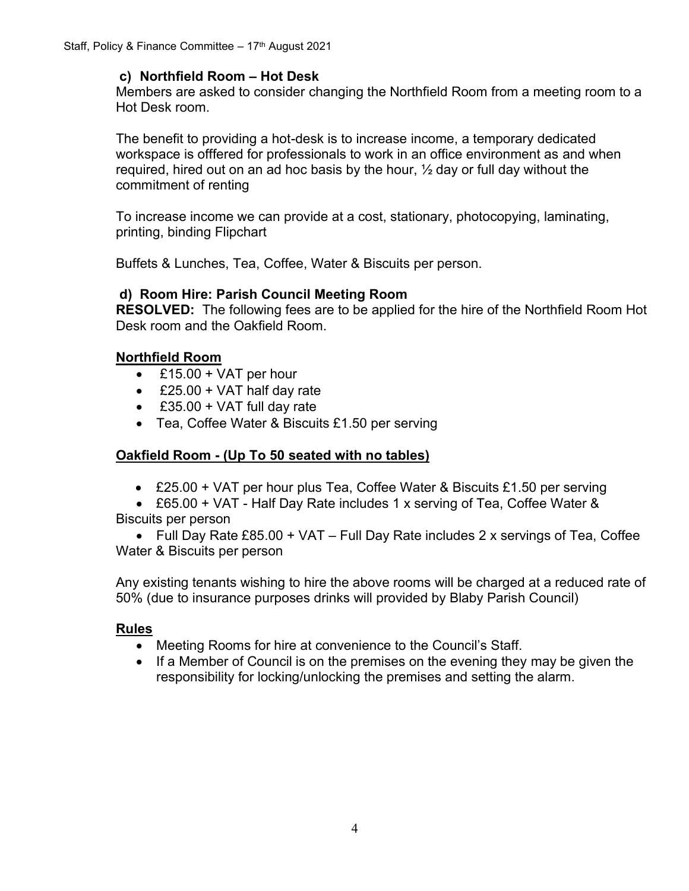### c) Northfield Room – Hot Desk

Members are asked to consider changing the Northfield Room from a meeting room to a Hot Desk room.

The benefit to providing a hot-desk is to increase income, a temporary dedicated workspace is offfered for professionals to work in an office environment as and when required, hired out on an ad hoc basis by the hour, ½ day or full day without the commitment of renting

To increase income we can provide at a cost, stationary, photocopying, laminating, printing, binding Flipchart

Buffets & Lunches, Tea, Coffee, Water & Biscuits per person.

### d) Room Hire: Parish Council Meeting Room

**RESOLVED:** The following fees are to be applied for the hire of the Northfield Room Hot Desk room and the Oakfield Room.

**Northfield Room**

- £15.00 + VAT per hour
- £25.00 + VAT half day rate
- £35.00 + VAT full day rate
- Tea, Coffee Water & Biscuits £1.50 per serving

**Oakfield Room - (Up To 50 seated with no tables)**

- £25.00 + VAT per hour plus Tea, Coffee Water & Biscuits £1.50 per serving
- £65.00 + VAT - Half Day Rate includes 1 x serving of Tea, Coffee Water & Biscuits per person
- Full Day Rate £85.00 + VAT – Full Day Rate includes 2 x servings of Tea, Coffee Water & Biscuits per person

Any existing tenants wishing to hire the above rooms will be charged at a reduced rate of 50% (due to insurance purposes drinks will provided by Blaby Parish Council)

**Rules**

- Meeting Rooms for hire at convenience to the Council's Staff.
- If a Member of Council is on the premises on the evening they may be given the responsibility for locking/unlocking the premises and setting the alarm.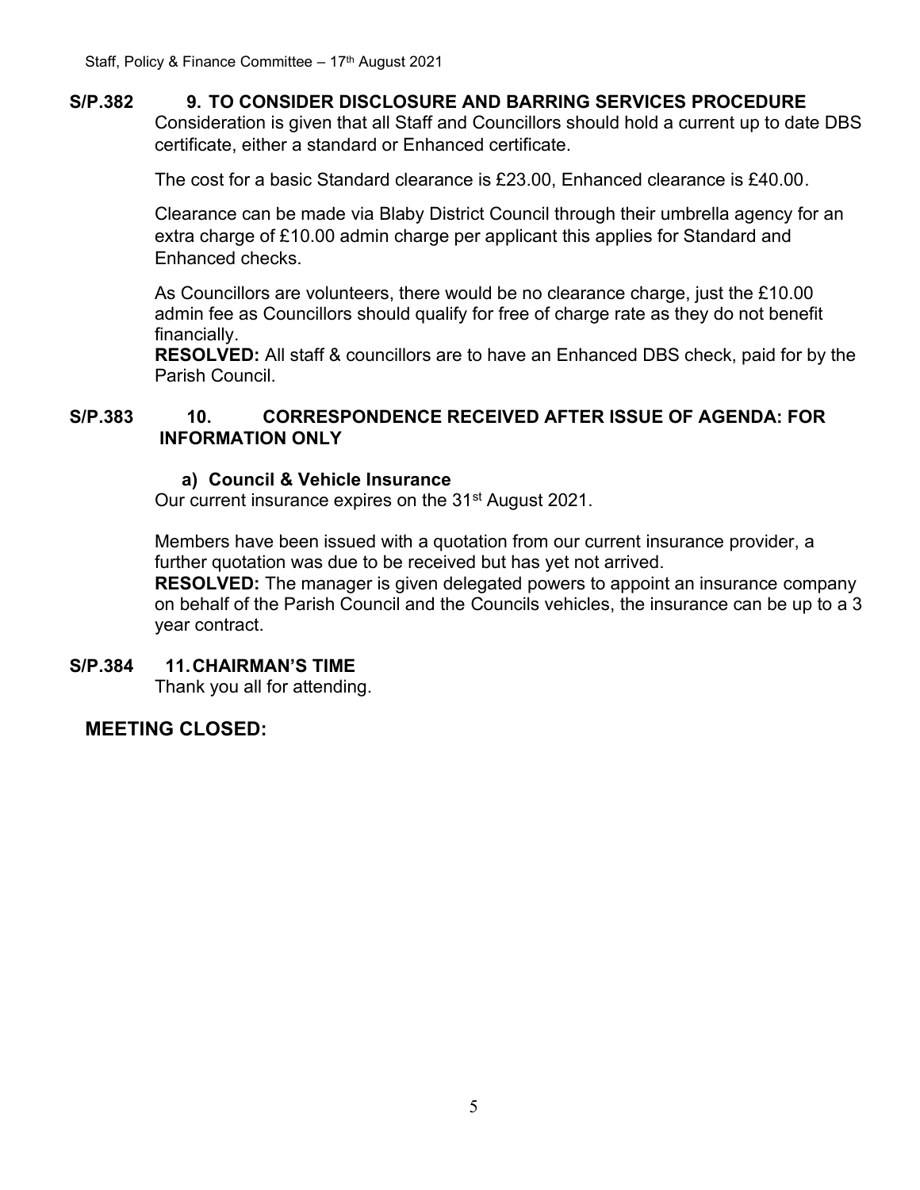**S/P.382 9. TO CONSIDER DISCLOSURE AND BARRING SERVICES PROCEDURE**

Consideration is given that all Staff and Councillors should hold a current up to date DBS certificate, either a standard or Enhanced certificate.

The cost for a basic Standard clearance is £23.00, Enhanced clearance is £40.00.

Clearance can be made via Blaby District Council through their umbrella agency for an extra charge of £10.00 admin charge per applicant this applies for Standard and Enhanced checks.

As Councillors are volunteers, there would be no clearance charge, just the £10.00 admin fee as Councillors should qualify for free of charge rate as they do not benefit financially.

**RESOLVED:** All staff & councillors are to have an Enhanced DBS check, paid for by the Parish Council.

**S/P.383 10. CORRESPONDENCE RECEIVED AFTER ISSUE OF AGENDA: FOR INFORMATION ONLY**

**a) Council & Vehicle Insurance**

Our current insurance expires on the 31st August 2021.

Members have been issued with a quotation from our current insurance provider, a further quotation was due to be received but has yet not arrived.

**RESOLVED:** The manager is given delegated powers to appoint an insurance company on behalf of the Parish Council and the Councils vehicles, the insurance can be up to a 3 year contract.

**S/P.384 11. CHAIRMAN'S TIME**

Thank you all for attending.

**MEETING CLOSED:**